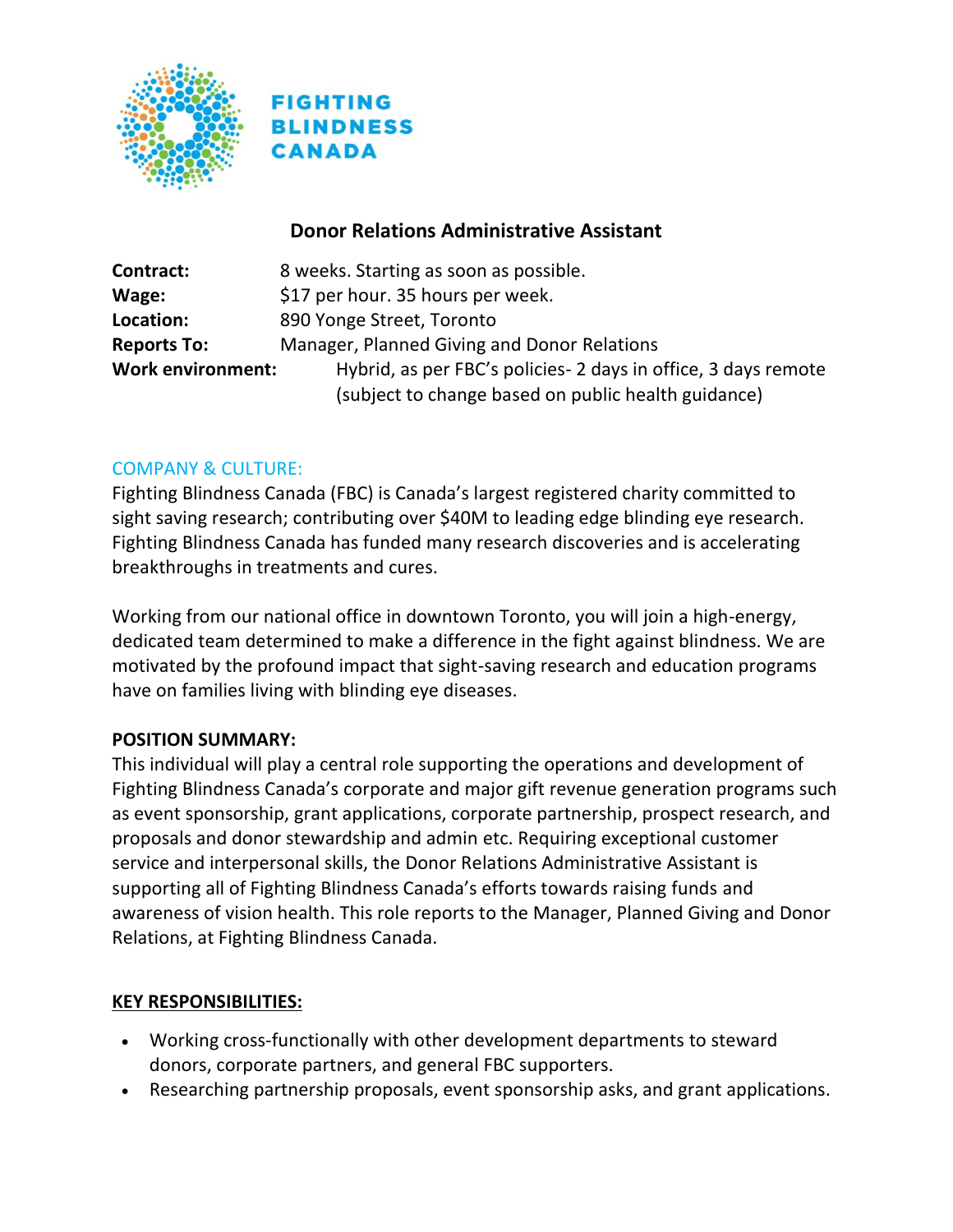FIGHTING BLINDNESS CANADA

# Donor Relations Administrative Assistant

**Contract:** 8 weeks. Starting as soon as possible.
**Wage:** $17 per hour. 35 hours per week.
**Location:** 890 Yonge Street, Toronto
**Reports To:** Manager, Planned Giving and Donor Relations
**Work environment:** Hybrid, as per FBC's policies- 2 days in office, 3 days remote (subject to change based on public health guidance)

## COMPANY & CULTURE:

Fighting Blindness Canada (FBC) is Canada's largest registered charity committed to sight saving research; contributing over $40M to leading edge blinding eye research. Fighting Blindness Canada has funded many research discoveries and is accelerating breakthroughs in treatments and cures.

Working from our national office in downtown Toronto, you will join a high-energy, dedicated team determined to make a difference in the fight against blindness. We are motivated by the profound impact that sight-saving research and education programs have on families living with blinding eye diseases.

## POSITION SUMMARY:

This individual will play a central role supporting the operations and development of Fighting Blindness Canada's corporate and major gift revenue generation programs such as event sponsorship, grant applications, corporate partnership, prospect research, and proposals and donor stewardship and admin etc. Requiring exceptional customer service and interpersonal skills, the Donor Relations Administrative Assistant is supporting all of Fighting Blindness Canada's efforts towards raising funds and awareness of vision health. This role reports to the Manager, Planned Giving and Donor Relations, at Fighting Blindness Canada.

## KEY RESPONSIBILITIES:

- Working cross-functionally with other development departments to steward donors, corporate partners, and general FBC supporters.
- Researching partnership proposals, event sponsorship asks, and grant applications.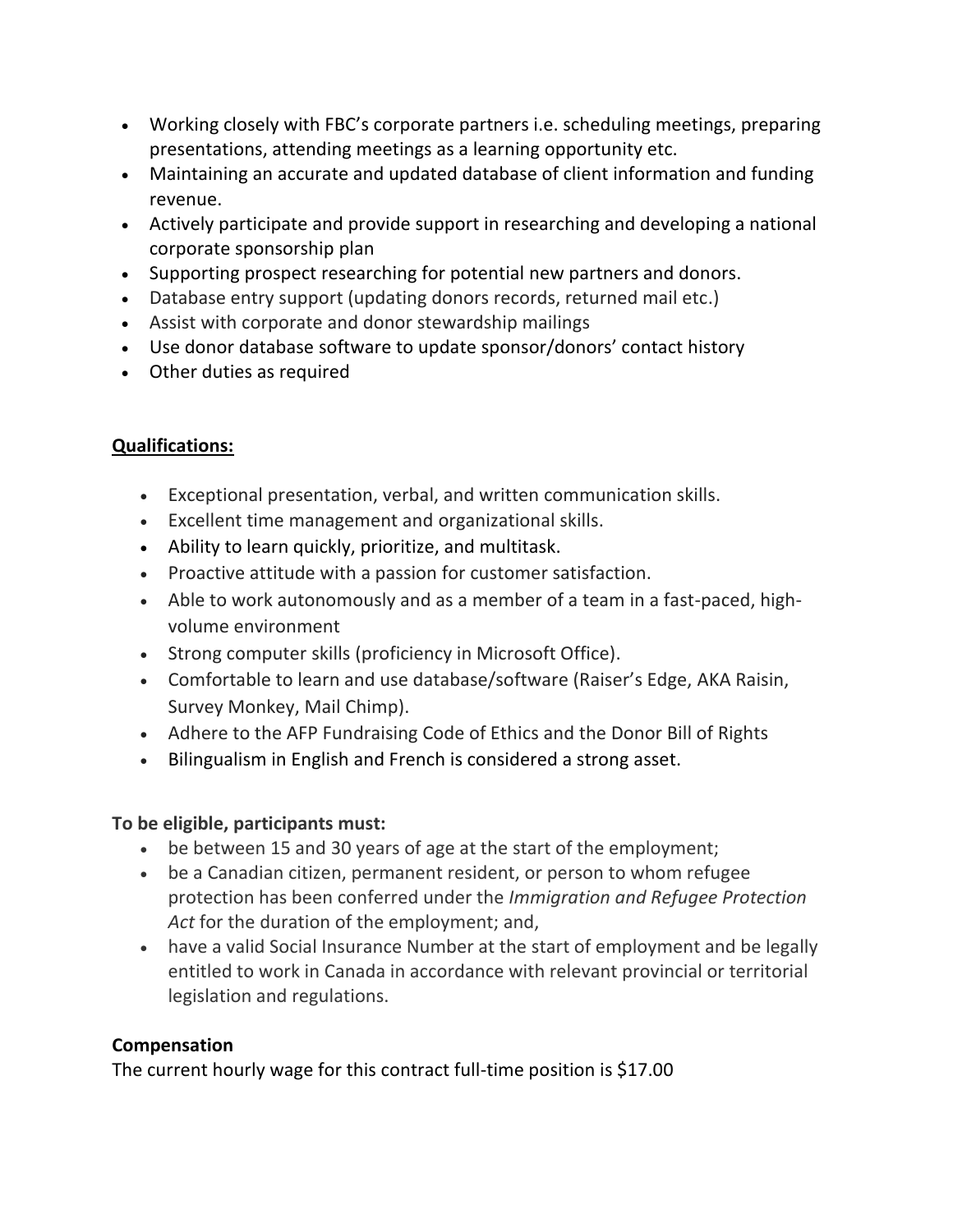- Working closely with FBC's corporate partners i.e. scheduling meetings, preparing presentations, attending meetings as a learning opportunity etc.
- Maintaining an accurate and updated database of client information and funding revenue.
- Actively participate and provide support in researching and developing a national corporate sponsorship plan
- Supporting prospect researching for potential new partners and donors.
- Database entry support (updating donors records, returned mail etc.)
- Assist with corporate and donor stewardship mailings
- Use donor database software to update sponsor/donors' contact history
- Other duties as required

**Qualifications:**

- Exceptional presentation, verbal, and written communication skills.
- Excellent time management and organizational skills.
- Ability to learn quickly, prioritize, and multitask.
- Proactive attitude with a passion for customer satisfaction.
- Able to work autonomously and as a member of a team in a fast-paced, high-volume environment
- Strong computer skills (proficiency in Microsoft Office).
- Comfortable to learn and use database/software (Raiser's Edge, AKA Raisin, Survey Monkey, Mail Chimp).
- Adhere to the AFP Fundraising Code of Ethics and the Donor Bill of Rights
- Bilingualism in English and French is considered a strong asset.

**To be eligible, participants must:**

- be between 15 and 30 years of age at the start of the employment;
- be a Canadian citizen, permanent resident, or person to whom refugee protection has been conferred under the *Immigration and Refugee Protection Act* for the duration of the employment; and,
- have a valid Social Insurance Number at the start of employment and be legally entitled to work in Canada in accordance with relevant provincial or territorial legislation and regulations.

**Compensation**

The current hourly wage for this contract full-time position is $17.00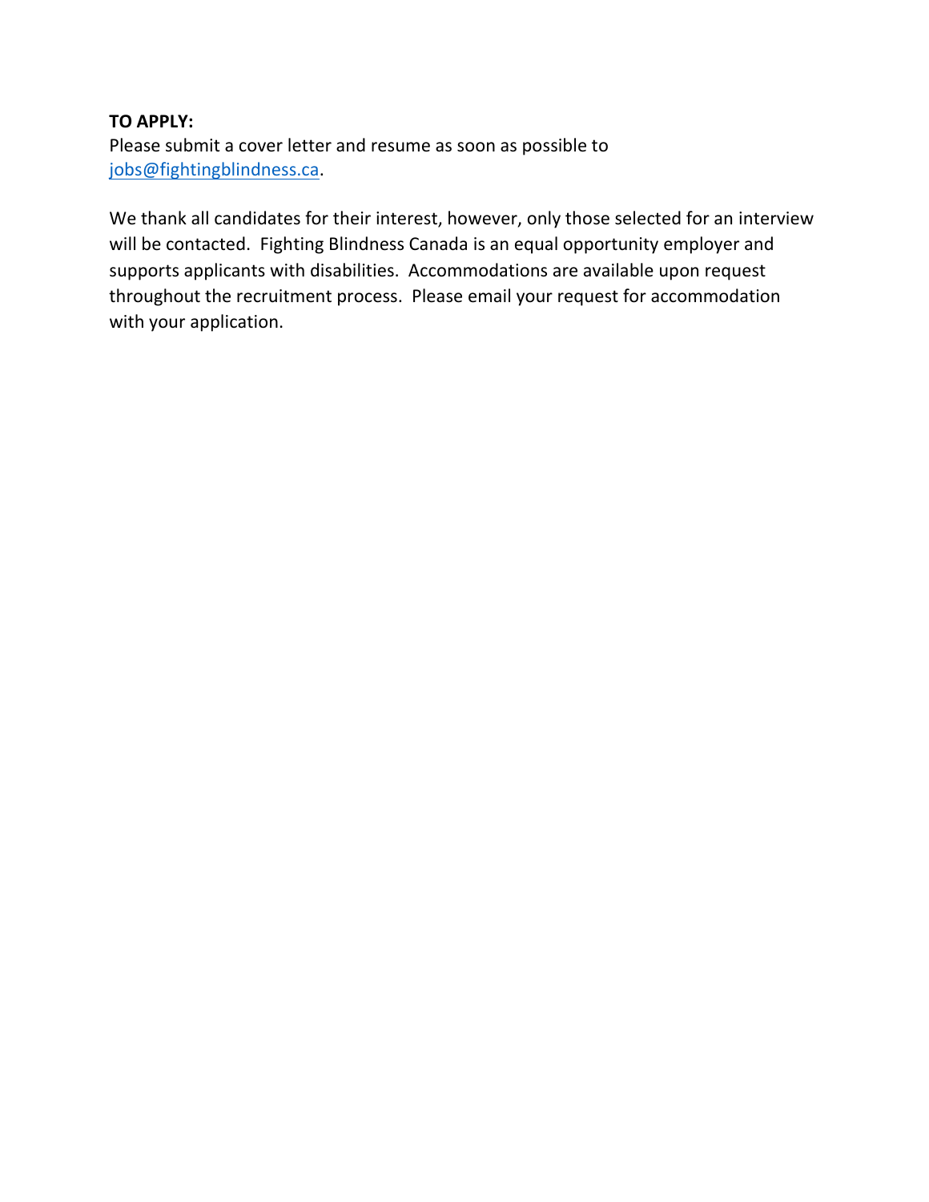**TO APPLY:**
Please submit a cover letter and resume as soon as possible to jobs@fightingblindness.ca.

We thank all candidates for their interest, however, only those selected for an interview will be contacted. Fighting Blindness Canada is an equal opportunity employer and supports applicants with disabilities. Accommodations are available upon request throughout the recruitment process. Please email your request for accommodation with your application.